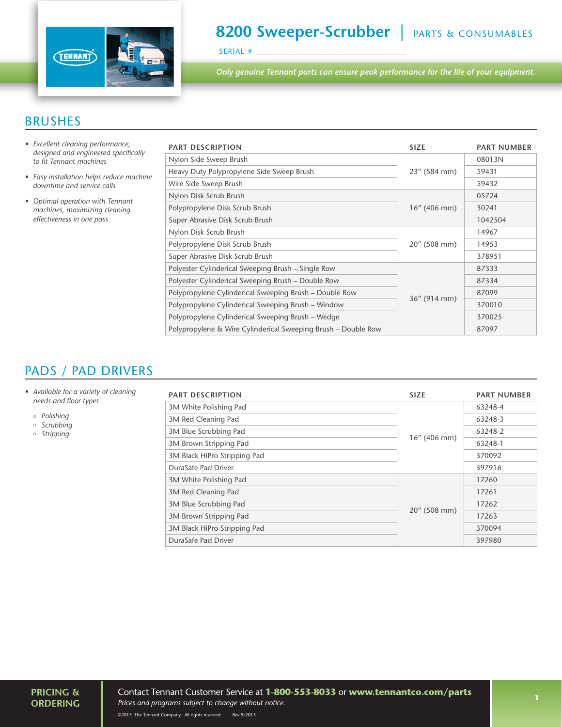# 8200 Sweeper-Scrubber | PARTS & CONSUMABLES

SERIAL #

*Only genuine Tennant parts can ensure peak performance for the life of your equipment.*

## BRUSHES

- *Excellent cleaning performance, designed and engineered specifically to fit Tennant machines*
- *Easy installation helps reduce machine downtime and service calls*
- *Optimal operation with Tennant machines, maximizing cleaning effectiveness in one pass*

| PART DESCRIPTION | SIZE | PART NUMBER |
|---|---|---|
| Nylon Side Sweep Brush | 23" (584 mm) | 08013N |
| Heavy Duty Polypropylene Side Sweep Brush | | 59431 |
| Wire Side Sweep Brush | | 59432 |
| Nylon Disk Scrub Brush | 16" (406 mm) | 05724 |
| Polypropylene Disk Scrub Brush | | 30241 |
| Super Abrasive Disk Scrub Brush | | 1042504 |
| Nylon Disk Scrub Brush | 20" (508 mm) | 14967 |
| Polypropylene Disk Scrub Brush | | 14953 |
| Super Abrasive Disk Scrub Brush | | 378951 |
| Polyester Cylinderical Sweeping Brush – Single Row | 36" (914 mm) | 87333 |
| Polyester Cylinderical Sweeping Brush – Double Row | | 87334 |
| Polypropylene Cylinderical Sweeping Brush – Double Row | | 87099 |
| Polypropylene Cylinderical Sweeping Brush – Window | | 370010 |
| Polypropylene Cylinderical Sweeping Brush – Wedge | | 370025 |
| Polypropylene & Wire Cylinderical Sweeping Brush – Double Row | | 87097 |

## PADS / PAD DRIVERS

- *Available for a variety of cleaning needs and floor types*
  - *Polishing*
  - *Scrubbing*
  - *Stripping*

| PART DESCRIPTION | SIZE | PART NUMBER |
|---|---|---|
| 3M White Polishing Pad | 16" (406 mm) | 63248-4 |
| 3M Red Cleaning Pad | | 63248-3 |
| 3M Blue Scrubbing Pad | | 63248-2 |
| 3M Brown Stripping Pad | | 63248-1 |
| 3M Black HiPro Stripping Pad | | 370092 |
| DuraSafe Pad Driver | | 397916 |
| 3M White Polishing Pad | 20" (508 mm) | 17260 |
| 3M Red Cleaning Pad | | 17261 |
| 3M Blue Scrubbing Pad | | 17262 |
| 3M Brown Stripping Pad | | 17263 |
| 3M Black HiPro Stripping Pad | | 370094 |
| DuraSafe Pad Driver | | 397980 |

**PRICING & ORDERING**

Contact Tennant Customer Service at **1-800-553-8033** or **www.tennantco.com/parts**

*Prices and programs subject to change without notice.*

©2013 The Tennant Company. All rights reserved. Rev 9/2013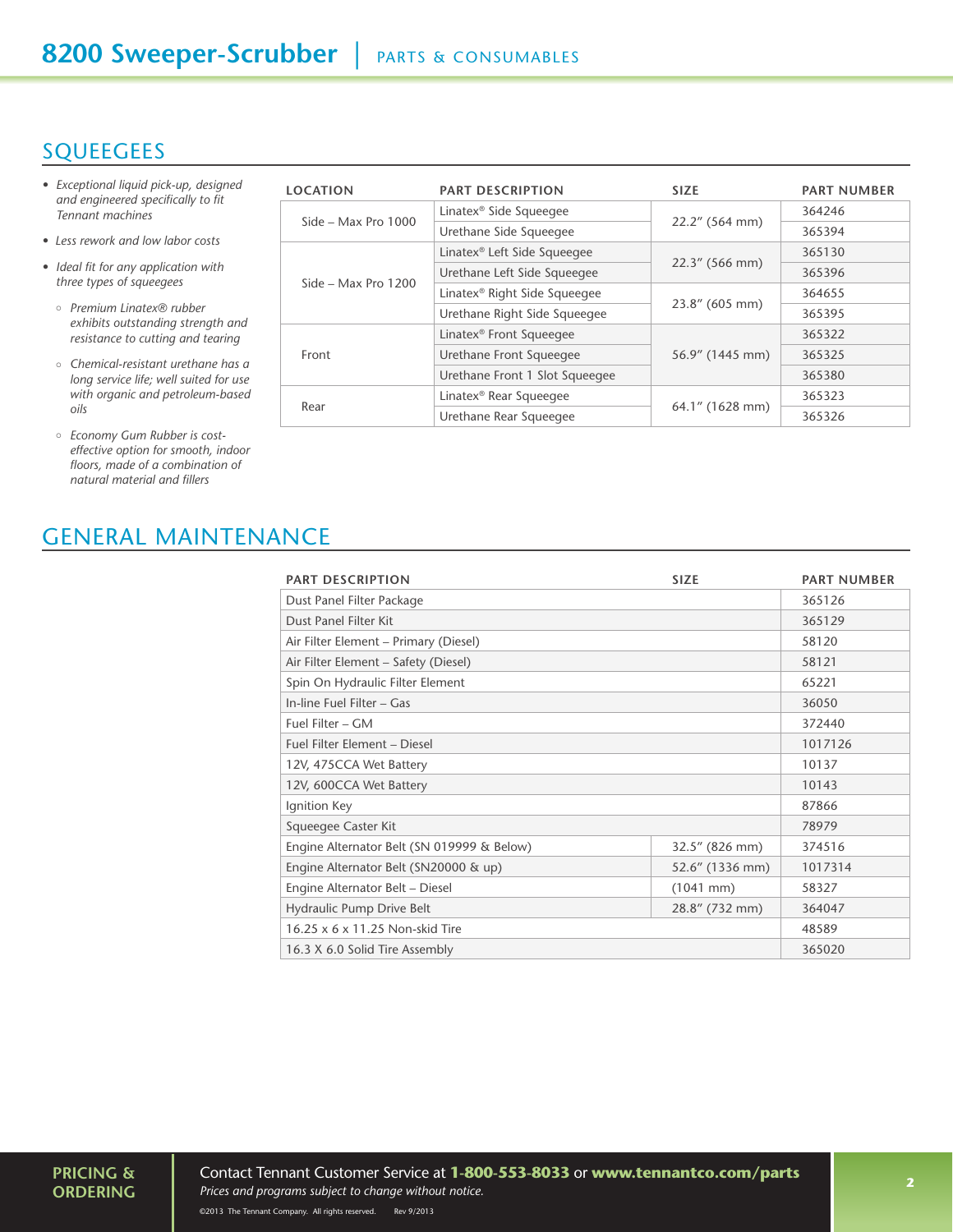# 8200 Sweeper-Scrubber | PARTS & CONSUMABLES

## SQUEEGEES

- *Exceptional liquid pick-up, designed and engineered specifically to fit Tennant machines*
- *Less rework and low labor costs*
- *Ideal fit for any application with three types of squeegees*
  - *Premium Linatex® rubber exhibits outstanding strength and resistance to cutting and tearing*
  - *Chemical-resistant urethane has a long service life; well suited for use with organic and petroleum-based oils*
  - *Economy Gum Rubber is cost-effective option for smooth, indoor floors, made of a combination of natural material and fillers*

| LOCATION | PART DESCRIPTION | SIZE | PART NUMBER |
|---|---|---|---|
| Side – Max Pro 1000 | Linatex® Side Squeegee | 22.2" (564 mm) | 364246 |
| | Urethane Side Squeegee | | 365394 |
| Side – Max Pro 1200 | Linatex® Left Side Squeegee | 22.3" (566 mm) | 365130 |
| | Urethane Left Side Squeegee | | 365396 |
| | Linatex® Right Side Squeegee | 23.8" (605 mm) | 364655 |
| | Urethane Right Side Squeegee | | 365395 |
| Front | Linatex® Front Squeegee | 56.9" (1445 mm) | 365322 |
| | Urethane Front Squeegee | | 365325 |
| | Urethane Front 1 Slot Squeegee | | 365380 |
| Rear | Linatex® Rear Squeegee | 64.1" (1628 mm) | 365323 |
| | Urethane Rear Squeegee | | 365326 |

## GENERAL MAINTENANCE

| PART DESCRIPTION | SIZE | PART NUMBER |
|---|---|---|
| Dust Panel Filter Package | | 365126 |
| Dust Panel Filter Kit | | 365129 |
| Air Filter Element – Primary (Diesel) | | 58120 |
| Air Filter Element – Safety (Diesel) | | 58121 |
| Spin On Hydraulic Filter Element | | 65221 |
| In-line Fuel Filter – Gas | | 36050 |
| Fuel Filter – GM | | 372440 |
| Fuel Filter Element – Diesel | | 1017126 |
| 12V, 475CCA Wet Battery | | 10137 |
| 12V, 600CCA Wet Battery | | 10143 |
| Ignition Key | | 87866 |
| Squeegee Caster Kit | | 78979 |
| Engine Alternator Belt (SN 019999 & Below) | 32.5" (826 mm) | 374516 |
| Engine Alternator Belt (SN20000 & up) | 52.6" (1336 mm) | 1017314 |
| Engine Alternator Belt – Diesel | (1041 mm) | 58327 |
| Hydraulic Pump Drive Belt | 28.8" (732 mm) | 364047 |
| 16.25 x 6 x 11.25 Non-skid Tire | | 48589 |
| 16.3 X 6.0 Solid Tire Assembly | | 365020 |

**PRICING & ORDERING**

Contact Tennant Customer Service at **1-800-553-8033** or **www.tennantco.com/parts**

*Prices and programs subject to change without notice.*

©2013 The Tennant Company. All rights reserved. Rev 9/2013